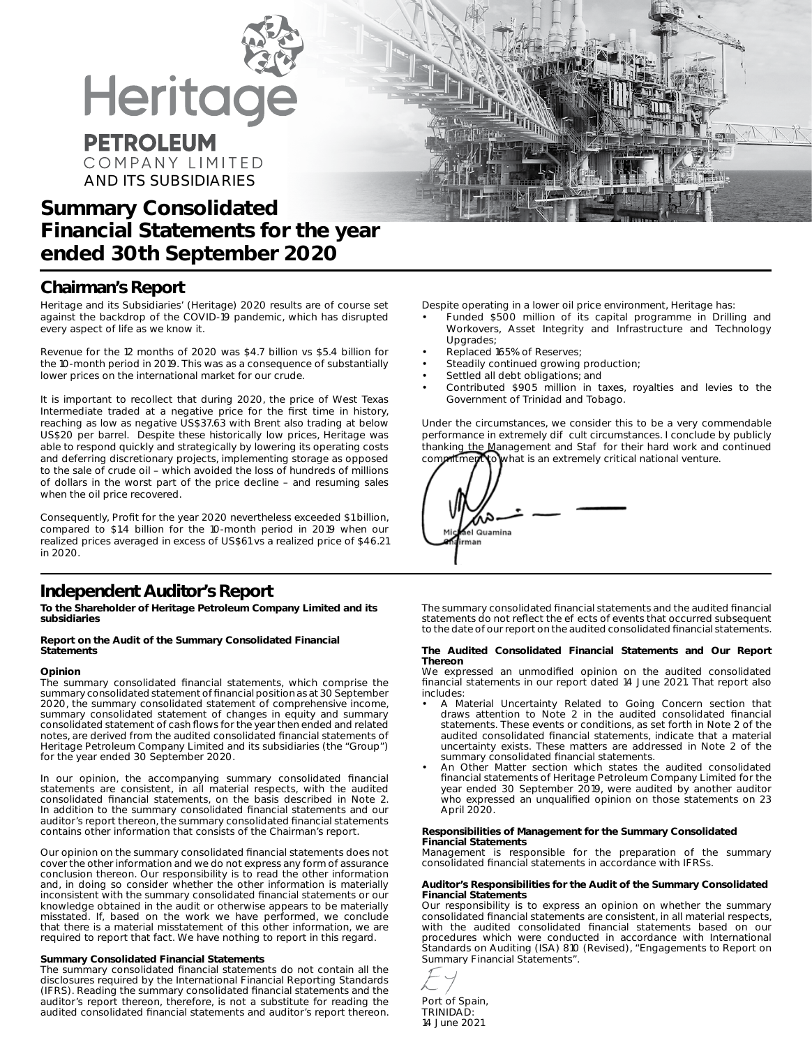# Heritage PETROLEUM COMPANY LIMITED AND ITS SUBSIDIARIES

# Summary Consolidated Financial Statements for the year ended 30th September 2020

## Chairman's Report

Heritage and its Subsidiaries' (Heritage) 2020 results are of course set against the backdrop of the COVID-19 pandemic, which has disrupted every aspect of life as we know it.

Revenue for the 12 months of 2020 was $4.7 billion vs $5.4 billion for the 10-month period in 2019. This was as a consequence of substantially lower prices on the international market for our crude.

It is important to recollect that during 2020, the price of West Texas Intermediate traded at a negative price for the first time in history, reaching as low as negative US$37.63 with Brent also trading at below US$20 per barrel. Despite these historically low prices, Heritage was able to respond quickly and strategically by lowering its operating costs and deferring discretionary projects, implementing storage as opposed to the sale of crude oil – which avoided the loss of hundreds of millions of dollars in the worst part of the price decline – and resuming sales when the oil price recovered.

Consequently, Profit for the year 2020 nevertheless exceeded $1 billion, compared to $1.4 billion for the 10-month period in 2019 when our realized prices averaged in excess of US$61 vs a realized price of $46.21 in 2020.

Despite operating in a lower oil price environment, Heritage has:

- Funded $500 million of its capital programme in Drilling and Workovers, Asset Integrity and Infrastructure and Technology Upgrades;
- Replaced 165% of Reserves;
- Steadily continued growing production;
- Settled all debt obligations; and
- Contributed $905 million in taxes, royalties and levies to the Government of Trinidad and Tobago.

Under the circumstances, we consider this to be a very commendable performance in extremely difficult circumstances. I conclude by publicly thanking the Management and Staff for their hard work and continued commitment to what is an extremely critical national venture.

Michael Quamina
Chairman

## Independent Auditor's Report

**To the Shareholder of Heritage Petroleum Company Limited and its subsidiaries**

**Report on the Audit of the Summary Consolidated Financial Statements**

**Opinion**

The summary consolidated financial statements, which comprise the summary consolidated statement of financial position as at 30 September 2020, the summary consolidated statement of comprehensive income, summary consolidated statement of changes in equity and summary consolidated statement of cash flows for the year then ended and related notes, are derived from the audited consolidated financial statements of Heritage Petroleum Company Limited and its subsidiaries (the "Group") for the year ended 30 September 2020.

In our opinion, the accompanying summary consolidated financial statements are consistent, in all material respects, with the audited consolidated financial statements, on the basis described in Note 2. In addition to the summary consolidated financial statements and our auditor's report thereon, the summary consolidated financial statements contains other information that consists of the Chairman's report.

Our opinion on the summary consolidated financial statements does not cover the other information and we do not express any form of assurance conclusion thereon. Our responsibility is to read the other information and, in doing so consider whether the other information is materially inconsistent with the summary consolidated financial statements or our knowledge obtained in the audit or otherwise appears to be materially misstated. If, based on the work we have performed, we conclude that there is a material misstatement of this other information, we are required to report that fact. We have nothing to report in this regard.

**Summary Consolidated Financial Statements**

The summary consolidated financial statements do not contain all the disclosures required by the International Financial Reporting Standards (IFRS). Reading the summary consolidated financial statements and the auditor's report thereon, therefore, is not a substitute for reading the audited consolidated financial statements and auditor's report thereon.

The summary consolidated financial statements and the audited financial statements do not reflect the effects of events that occurred subsequent to the date of our report on the audited consolidated financial statements.

**The Audited Consolidated Financial Statements and Our Report Thereon**

We expressed an unmodified opinion on the audited consolidated financial statements in our report dated 14 June 2021. That report also includes:

- A Material Uncertainty Related to Going Concern section that draws attention to Note 2 in the audited consolidated financial statements. These events or conditions, as set forth in Note 2 of the audited consolidated financial statements, indicate that a material uncertainty exists. These matters are addressed in Note 2 of the summary consolidated financial statements.
- An Other Matter section which states the audited consolidated financial statements of Heritage Petroleum Company Limited for the year ended 30 September 2019, were audited by another auditor who expressed an unqualified opinion on those statements on 23 April 2020.

**Responsibilities of Management for the Summary Consolidated Financial Statements**

Management is responsible for the preparation of the summary consolidated financial statements in accordance with IFRSs.

**Auditor's Responsibilities for the Audit of the Summary Consolidated Financial Statements**

Our responsibility is to express an opinion on whether the summary consolidated financial statements are consistent, in all material respects, with the audited consolidated financial statements based on our procedures which were conducted in accordance with International Standards on Auditing (ISA) 810 (Revised), "Engagements to Report on Summary Financial Statements".

EY

Port of Spain,
TRINIDAD:
14 June 2021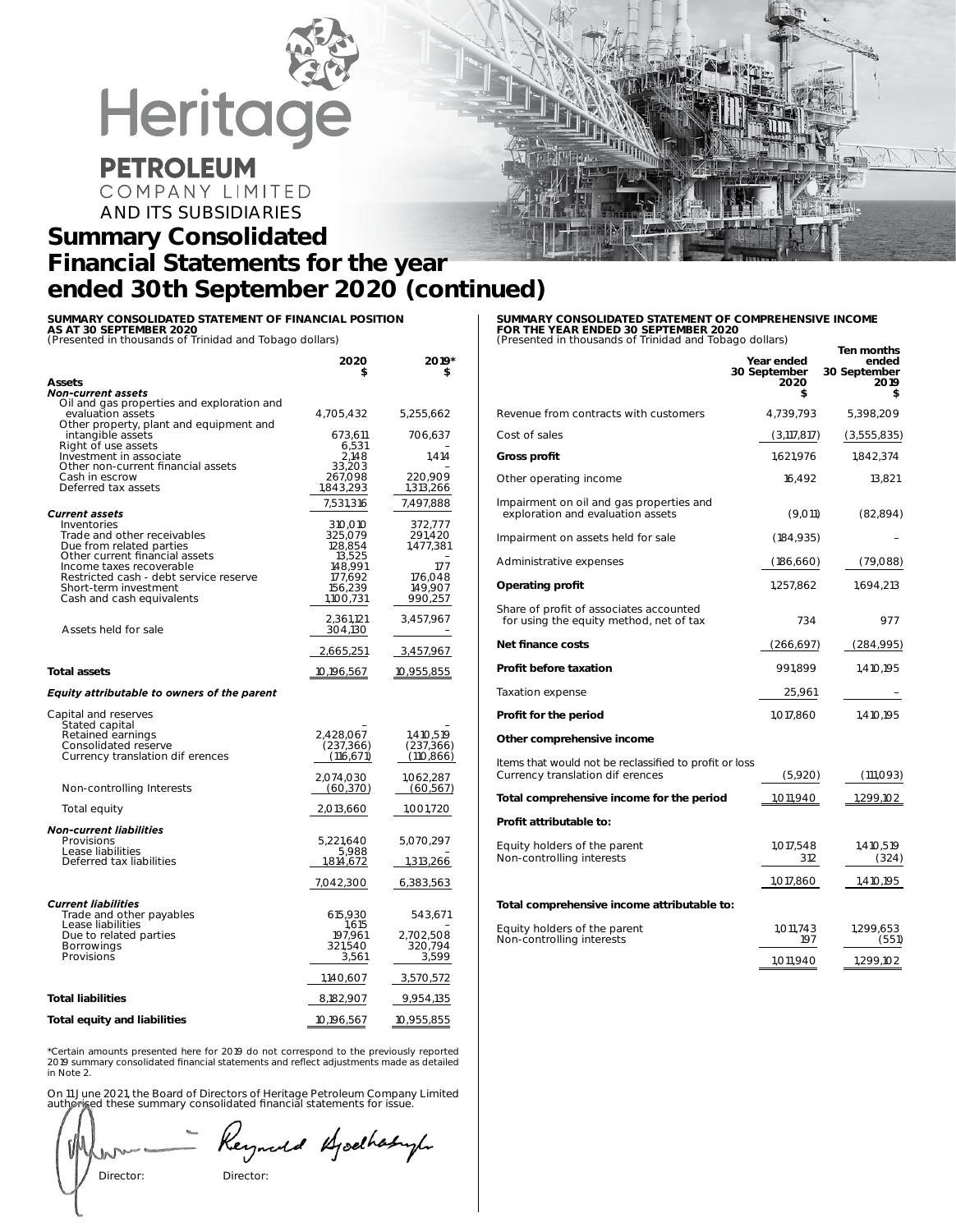# Heritage

## PETROLEUM COMPANY LIMITED AND ITS SUBSIDIARIES

# Summary Consolidated Financial Statements for the year ended 30th September 2020 (continued)

### SUMMARY CONSOLIDATED STATEMENT OF FINANCIAL POSITION AS AT 30 SEPTEMBER 2020

(Presented in thousands of Trinidad and Tobago dollars)

| | 2020 $ | 2019* $ |
|---|---|---|
| **Assets** | | |
| ***Non-current assets*** | | |
| Oil and gas properties and exploration and evaluation assets | 4,705,432 | 5,255,662 |
| Other property, plant and equipment and intangible assets | 673,611 | 706,637 |
| Right of use assets | 6,531 | – |
| Investment in associate | 2,148 | 1,414 |
| Other non-current financial assets | 33,203 | – |
| Cash in escrow | 267,098 | 220,909 |
| Deferred tax assets | 1,843,293 | 1,313,266 |
| | 7,531,316 | 7,497,888 |
| ***Current assets*** | | |
| Inventories | 310,010 | 372,777 |
| Trade and other receivables | 325,079 | 291,420 |
| Due from related parties | 128,854 | 1,477,381 |
| Other current financial assets | 13,525 | – |
| Income taxes recoverable | 148,991 | 177 |
| Restricted cash - debt service reserve | 177,692 | 176,048 |
| Short-term investment | 156,239 | 149,907 |
| Cash and cash equivalents | 1,100,731 | 990,257 |
| | 2,361,121 | 3,457,967 |
| Assets held for sale | 304,130 | – |
| | 2,665,251 | 3,457,967 |
| **Total assets** | 10,196,567 | 10,955,855 |
| ***Equity attributable to owners of the parent*** | | |
| Capital and reserves | | |
| Stated capital | – | – |
| Retained earnings | 2,428,067 | 1,410,519 |
| Consolidated reserve | (237,366) | (237,366) |
| Currency translation dif erences | (116,671) | (110,866) |
| | 2,074,030 | 1,062,287 |
| Non-controlling Interests | (60,370) | (60,567) |
| Total equity | 2,013,660 | 1,001,720 |
| ***Non-current liabilities*** | | |
| Provisions | 5,221,640 | 5,070,297 |
| Lease liabilities | 5,988 | – |
| Deferred tax liabilities | 1,814,672 | 1,313,266 |
| | 7,042,300 | 6,383,563 |
| ***Current liabilities*** | | |
| Trade and other payables | 615,930 | 543,671 |
| Lease liabilities | 1,615 | – |
| Due to related parties | 197,961 | 2,702,508 |
| Borrowings | 321,540 | 320,794 |
| Provisions | 3,561 | 3,599 |
| | 1,140,607 | 3,570,572 |
| **Total liabilities** | 8,182,907 | 9,954,135 |
| **Total equity and liabilities** | 10,196,567 | 10,955,855 |

*Certain amounts presented here for 2019 do not correspond to the previously reported 2019 summary consolidated financial statements and reflect adjustments made as detailed in Note 2.

On 11 June 2021, the Board of Directors of Heritage Petroleum Company Limited authorised these summary consolidated financial statements for issue.

Director: Director:

### SUMMARY CONSOLIDATED STATEMENT OF COMPREHENSIVE INCOME FOR THE YEAR ENDED 30 SEPTEMBER 2020

(Presented in thousands of Trinidad and Tobago dollars)

| | Year ended 30 September 2020 $ | Ten months ended 30 September 2019 $ |
|---|---|---|
| Revenue from contracts with customers | 4,739,793 | 5,398,209 |
| Cost of sales | (3,117,817) | (3,555,835) |
| **Gross profit** | 1,621,976 | 1,842,374 |
| Other operating income | 16,492 | 13,821 |
| Impairment on oil and gas properties and exploration and evaluation assets | (9,011) | (82,894) |
| Impairment on assets held for sale | (184,935) | – |
| Administrative expenses | (186,660) | (79,088) |
| **Operating profit** | 1,257,862 | 1,694,213 |
| Share of profit of associates accounted for using the equity method, net of tax | 734 | 977 |
| **Net finance costs** | (266,697) | (284,995) |
| **Profit before taxation** | 991,899 | 1,410,195 |
| Taxation expense | 25,961 | – |
| **Profit for the period** | 1,017,860 | 1,410,195 |
| **Other comprehensive income** | | |
| Items that would not be reclassified to profit or loss | | |
| Currency translation dif erences | (5,920) | (111,093) |
| **Total comprehensive income for the period** | 1,011,940 | 1,299,102 |
| **Profit attributable to:** | | |
| Equity holders of the parent | 1,017,548 | 1,410,519 |
| Non-controlling interests | 312 | (324) |
| | 1,017,860 | 1,410,195 |
| **Total comprehensive income attributable to:** | | |
| Equity holders of the parent | 1,011,743 | 1,299,653 |
| Non-controlling interests | 197 | (551) |
| | 1,011,940 | 1,299,102 |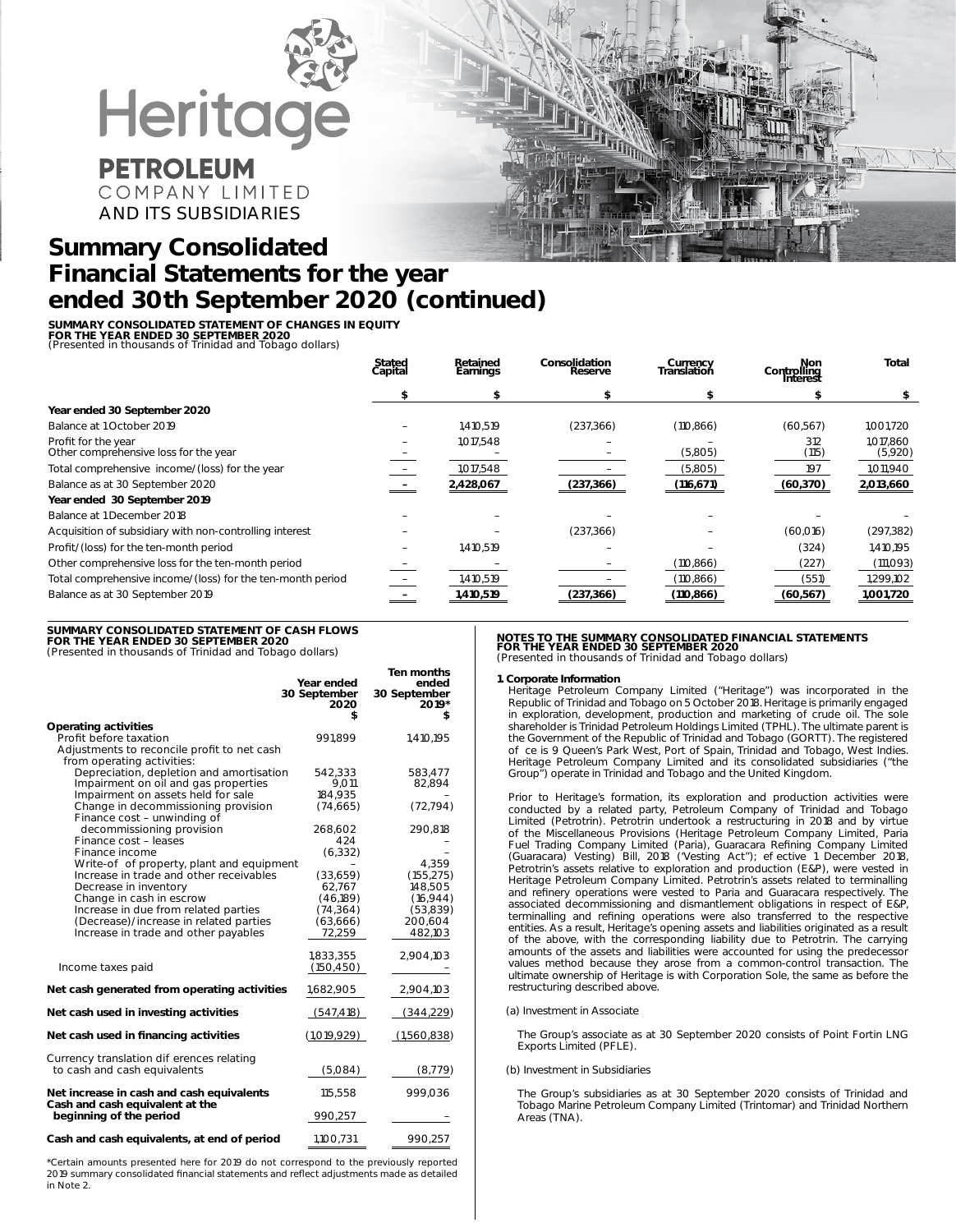# Heritage PETROLEUM COMPANY LIMITED AND ITS SUBSIDIARIES

# Summary Consolidated Financial Statements for the year ended 30th September 2020 (continued)

**SUMMARY CONSOLIDATED STATEMENT OF CHANGES IN EQUITY**
**FOR THE YEAR ENDED 30 SEPTEMBER 2020**
(Presented in thousands of Trinidad and Tobago dollars)

| | Stated Capital | Retained Earnings | Consolidation Reserve | Currency Translation | Non Controlling Interest | Total |
|---|---|---|---|---|---|---|
| | $ | $ | $ | $ | $ | $ |
| **Year ended 30 September 2020** | | | | | | |
| Balance at 1 October 2019 | – | 1,410,519 | (237,366) | (110,866) | (60,567) | 1,001,720 |
| Profit for the year | – | 1,017,548 | – | – | 312 | 1,017,860 |
| Other comprehensive loss for the year | – | – | – | (5,805) | (115) | (5,920) |
| Total comprehensive income/(loss) for the year | – | 1,017,548 | – | (5,805) | 197 | 1,011,940 |
| Balance as at 30 September 2020 | – | **2,428,067** | **(237,366)** | **(116,671)** | **(60,370)** | **2,013,660** |
| **Year ended 30 September 2019** | | | | | | |
| Balance at 1 December 2018 | – | – | – | – | – | – |
| Acquisition of subsidiary with non-controlling interest | – | – | (237,366) | – | (60,016) | (297,382) |
| Profit/(loss) for the ten-month period | – | 1,410,519 | – | – | (324) | 1,410,195 |
| Other comprehensive loss for the ten-month period | – | – | – | (110,866) | (227) | (111,093) |
| Total comprehensive income/(loss) for the ten-month period | – | 1,410,519 | – | (110,866) | (551) | 1,299,102 |
| Balance as at 30 September 2019 | – | **1,410,519** | **(237,366)** | **(110,866)** | **(60,567)** | **1,001,720** |

**SUMMARY CONSOLIDATED STATEMENT OF CASH FLOWS**
**FOR THE YEAR ENDED 30 SEPTEMBER 2020**
(Presented in thousands of Trinidad and Tobago dollars)

| | Year ended 30 September 2020 | Ten months ended 30 September 2019* |
|---|---|---|
| | $ | $ |
| **Operating activities** | | |
| Profit before taxation | 991,899 | 1,410,195 |
| Adjustments to reconcile profit to net cash from operating activities: | | |
| Depreciation, depletion and amortisation | 542,333 | 583,477 |
| Impairment on oil and gas properties | 9,011 | 82,894 |
| Impairment on assets held for sale | 184,935 | – |
| Change in decommissioning provision | (74,665) | (72,794) |
| Finance cost – unwinding of decommissioning provision | 268,602 | 290,818 |
| Finance cost – leases | 424 | – |
| Finance income | (6,332) | – |
| Write-of of property, plant and equipment | – | 4,359 |
| Increase in trade and other receivables | (33,659) | (155,275) |
| Decrease in inventory | 62,767 | 148,505 |
| Change in cash in escrow | (46,189) | (16,944) |
| Increase in due from related parties | (74,364) | (53,839) |
| (Decrease)/increase in related parties | (63,666) | 200,604 |
| Increase in trade and other payables | 72,259 | 482,103 |
| | 1,833,355 | 2,904,103 |
| Income taxes paid | (150,450) | – |
| **Net cash generated from operating activities** | 1,682,905 | 2,904,103 |
| **Net cash used in investing activities** | (547,418) | (344,229) |
| **Net cash used in financing activities** | (1,019,929) | (1,560,838) |
| Currency translation dif erences relating to cash and cash equivalents | (5,084) | (8,779) |
| **Net increase in cash and cash equivalents** | 115,558 | 999,036 |
| **Cash and cash equivalent at the beginning of the period** | 990,257 | – |
| **Cash and cash equivalents, at end of period** | 1,100,731 | 990,257 |

*Certain amounts presented here for 2019 do not correspond to the previously reported 2019 summary consolidated financial statements and reflect adjustments made as detailed in Note 2.

**NOTES TO THE SUMMARY CONSOLIDATED FINANCIAL STATEMENTS**
**FOR THE YEAR ENDED 30 SEPTEMBER 2020**
(Presented in thousands of Trinidad and Tobago dollars)

**1. Corporate Information**

Heritage Petroleum Company Limited ("Heritage") was incorporated in the Republic of Trinidad and Tobago on 5 October 2018. Heritage is primarily engaged in exploration, development, production and marketing of crude oil. The sole shareholder is Trinidad Petroleum Holdings Limited (TPHL). The ultimate parent is the Government of the Republic of Trinidad and Tobago (GORTT). The registered of ce is 9 Queen's Park West, Port of Spain, Trinidad and Tobago, West Indies. Heritage Petroleum Company Limited and its consolidated subsidiaries ("the Group") operate in Trinidad and Tobago and the United Kingdom.

Prior to Heritage's formation, its exploration and production activities were conducted by a related party, Petroleum Company of Trinidad and Tobago Limited (Petrotrin). Petrotrin undertook a restructuring in 2018 and by virtue of the Miscellaneous Provisions (Heritage Petroleum Company Limited, Paria Fuel Trading Company Limited (Paria), Guaracara Refining Company Limited (Guaracara) Vesting) Bill, 2018 ("Vesting Act"); ef ective 1 December 2018, Petrotrin's assets relative to exploration and production (E&P), were vested in Heritage Petroleum Company Limited. Petrotrin's assets related to terminalling and refinery operations were vested to Paria and Guaracara respectively. The associated decommissioning and dismantlement obligations in respect of E&P, terminalling and refining operations were also transferred to the respective entities. As a result, Heritage's opening assets and liabilities originated as a result of the above, with the corresponding liability due to Petrotrin. The carrying amounts of the assets and liabilities were accounted for using the predecessor values method because they arose from a common-control transaction. The ultimate ownership of Heritage is with Corporation Sole, the same as before the restructuring described above.

(a) Investment in Associate

The Group's associate as at 30 September 2020 consists of Point Fortin LNG Exports Limited (PFLE).

(b) Investment in Subsidiaries

The Group's subsidiaries as at 30 September 2020 consists of Trinidad and Tobago Marine Petroleum Company Limited (Trintomar) and Trinidad Northern Areas (TNA).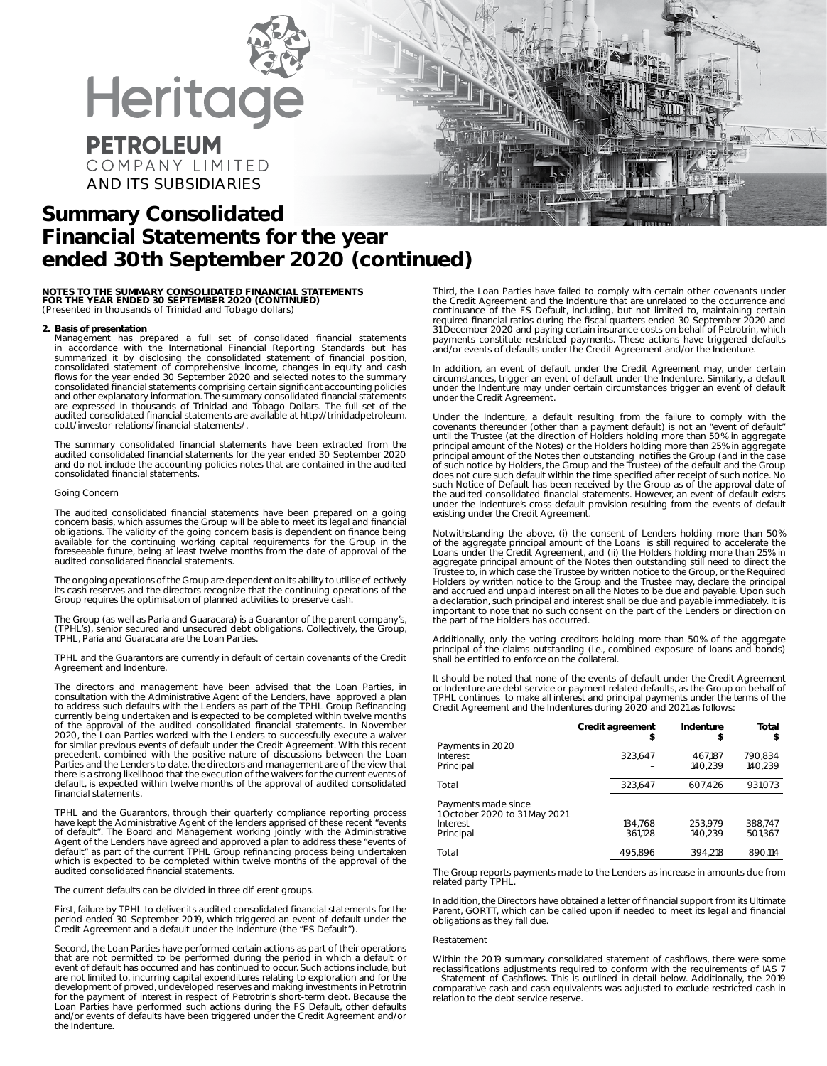# Heritage

**PETROLEUM**
COMPANY LIMITED
AND ITS SUBSIDIARIES

# Summary Consolidated Financial Statements for the year ended 30th September 2020 (continued)

**NOTES TO THE SUMMARY CONSOLIDATED FINANCIAL STATEMENTS FOR THE YEAR ENDED 30 SEPTEMBER 2020 (CONTINUED)**
(Presented in thousands of Trinidad and Tobago dollars)

**2. Basis of presentation**

Management has prepared a full set of consolidated financial statements in accordance with the International Financial Reporting Standards but has summarized it by disclosing the consolidated statement of financial position, consolidated statement of comprehensive income, changes in equity and cash flows for the year ended 30 September 2020 and selected notes to the summary consolidated financial statements comprising certain significant accounting policies and other explanatory information. The summary consolidated financial statements are expressed in thousands of Trinidad and Tobago Dollars. The full set of the audited consolidated financial statements are available at http://trinidadpetroleum.co.tt/investor-relations/financial-statements/.

The summary consolidated financial statements have been extracted from the audited consolidated financial statements for the year ended 30 September 2020 and do not include the accounting policies notes that are contained in the audited consolidated financial statements.

Going Concern

The audited consolidated financial statements have been prepared on a going concern basis, which assumes the Group will be able to meet its legal and financial obligations. The validity of the going concern basis is dependent on finance being available for the continuing working capital requirements for the Group in the foreseeable future, being at least twelve months from the date of approval of the audited consolidated financial statements.

The ongoing operations of the Group are dependent on its ability to utilise effectively its cash reserves and the directors recognize that the continuing operations of the Group requires the optimisation of planned activities to preserve cash.

The Group (as well as Paria and Guaracara) is a Guarantor of the parent company's, (TPHL's), senior secured and unsecured debt obligations. Collectively, the Group, TPHL, Paria and Guaracara are the Loan Parties.

TPHL and the Guarantors are currently in default of certain covenants of the Credit Agreement and Indenture.

The directors and management have been advised that the Loan Parties, in consultation with the Administrative Agent of the Lenders, have approved a plan to address such defaults with the Lenders as part of the TPHL Group Refinancing currently being undertaken and is expected to be completed within twelve months of the approval of the audited consolidated financial statements. In November 2020, the Loan Parties worked with the Lenders to successfully execute a waiver for similar previous events of default under the Credit Agreement. With this recent precedent, combined with the positive nature of discussions between the Loan Parties and the Lenders to date, the directors and management are of the view that there is a strong likelihood that the execution of the waivers for the current events of default, is expected within twelve months of the approval of audited consolidated financial statements.

TPHL and the Guarantors, through their quarterly compliance reporting process have kept the Administrative Agent of the lenders apprised of these recent "events of default". The Board and Management working jointly with the Administrative Agent of the Lenders have agreed and approved a plan to address these "events of default" as part of the current TPHL Group refinancing process being undertaken which is expected to be completed within twelve months of the approval of the audited consolidated financial statements.

The current defaults can be divided in three different groups.

First, failure by TPHL to deliver its audited consolidated financial statements for the period ended 30 September 2019, which triggered an event of default under the Credit Agreement and a default under the Indenture (the "FS Default").

Second, the Loan Parties have performed certain actions as part of their operations that are not permitted to be performed during the period in which a default or event of default has occurred and has continued to occur. Such actions include, but are not limited to, incurring capital expenditures relating to exploration and for the development of proved, undeveloped reserves and making investments in Petrotrin for the payment of interest in respect of Petrotrin's short-term debt. Because the Loan Parties have performed such actions during the FS Default, other defaults and/or events of defaults have been triggered under the Credit Agreement and/or the Indenture.

Third, the Loan Parties have failed to comply with certain other covenants under the Credit Agreement and the Indenture that are unrelated to the occurrence and continuance of the FS Default, including, but not limited to, maintaining certain required financial ratios during the fiscal quarters ended 30 September 2020 and 31 December 2020 and paying certain insurance costs on behalf of Petrotrin, which payments constitute restricted payments. These actions have triggered defaults and/or events of defaults under the Credit Agreement and/or the Indenture.

In addition, an event of default under the Credit Agreement may, under certain circumstances, trigger an event of default under the Indenture. Similarly, a default under the Indenture may under certain circumstances trigger an event of default under the Credit Agreement.

Under the Indenture, a default resulting from the failure to comply with the covenants thereunder (other than a payment default) is not an "event of default" until the Trustee (at the direction of Holders holding more than 50% in aggregate principal amount of the Notes) or the Holders holding more than 25% in aggregate principal amount of the Notes then outstanding notifies the Group (and in the case of such notice by Holders, the Group and the Trustee) of the default and the Group does not cure such default within the time specified after receipt of such notice. No such Notice of Default has been received by the Group as of the approval date of the audited consolidated financial statements. However, an event of default exists under the Indenture's cross-default provision resulting from the events of default existing under the Credit Agreement.

Notwithstanding the above, (i) the consent of Lenders holding more than 50% of the aggregate principal amount of the Loans is still required to accelerate the Loans under the Credit Agreement, and (ii) the Holders holding more than 25% in aggregate principal amount of the Notes then outstanding still need to direct the Trustee to, in which case the Trustee by written notice to the Group, or the Required Holders by written notice to the Group and the Trustee may, declare the principal and accrued and unpaid interest on all the Notes to be due and payable. Upon such a declaration, such principal and interest shall be due and payable immediately. It is important to note that no such consent on the part of the Lenders or direction on the part of the Holders has occurred.

Additionally, only the voting creditors holding more than 50% of the aggregate principal of the claims outstanding (i.e., combined exposure of loans and bonds) shall be entitled to enforce on the collateral.

It should be noted that none of the events of default under the Credit Agreement or Indenture are debt service or payment related defaults, as the Group on behalf of TPHL continues to make all interest and principal payments under the terms of the Credit Agreement and the Indentures during 2020 and 2021 as follows:

| | Credit agreement $ | Indenture $ | Total $ |
|---|---|---|---|
| Payments in 2020 | | | |
| Interest | 323,647 | 467,187 | 790,834 |
| Principal | – | 140,239 | 140,239 |
| Total | 323,647 | 607,426 | 931,073 |
| Payments made since 1 October 2020 to 31 May 2021 | | | |
| Interest | 134,768 | 253,979 | 388,747 |
| Principal | 361,128 | 140,239 | 501,367 |
| Total | 495,896 | 394,218 | 890,114 |

The Group reports payments made to the Lenders as increase in amounts due from related party TPHL.

In addition, the Directors have obtained a letter of financial support from its Ultimate Parent, GORTT, which can be called upon if needed to meet its legal and financial obligations as they fall due.

Restatement

Within the 2019 summary consolidated statement of cashflows, there were some reclassifications adjustments required to conform with the requirements of IAS 7 – Statement of Cashflows. This is outlined in detail below. Additionally, the 2019 comparative cash and cash equivalents was adjusted to exclude restricted cash in relation to the debt service reserve.